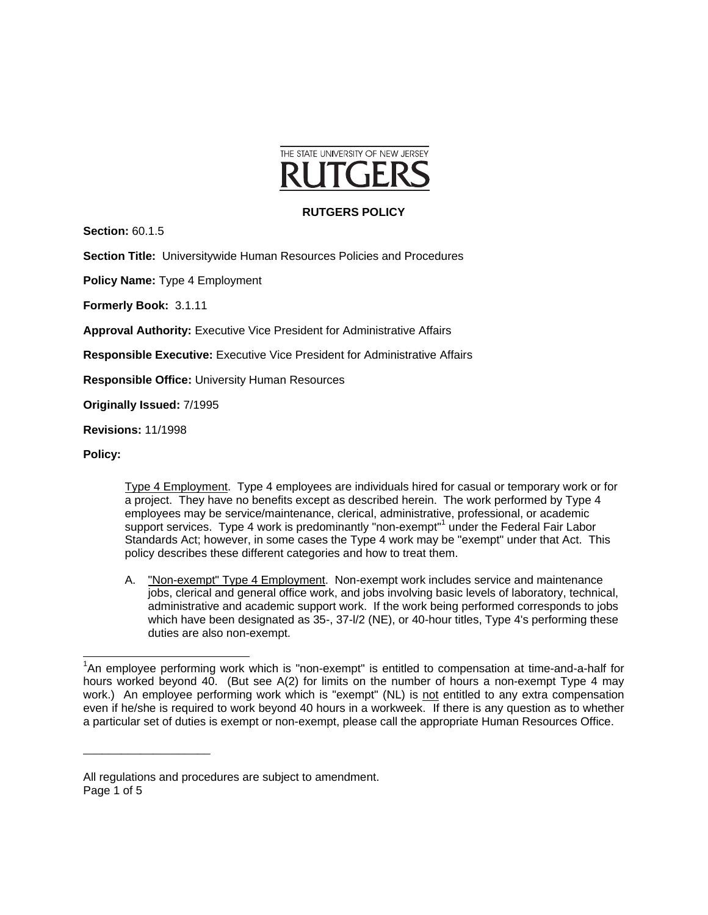THE STATE UNIVERSITY OF NEW JERSEY

# RUTGERS

## RUTGERS POLICY

**Section:** 60.1.5

**Section Title:** Universitywide Human Resources Policies and Procedures

**Policy Name:** Type 4 Employment

**Formerly Book:** 3.1.11

**Approval Authority:** Executive Vice President for Administrative Affairs

**Responsible Executive:** Executive Vice President for Administrative Affairs

**Responsible Office:** University Human Resources

**Originally Issued:** 7/1995

**Revisions:** 11/1998

**Policy:**

Type 4 Employment. Type 4 employees are individuals hired for casual or temporary work or for a project. They have no benefits except as described herein. The work performed by Type 4 employees may be service/maintenance, clerical, administrative, professional, or academic support services. Type 4 work is predominantly "non-exempt"[1] under the Federal Fair Labor Standards Act; however, in some cases the Type 4 work may be "exempt" under that Act. This policy describes these different categories and how to treat them.

A. "Non-exempt" Type 4 Employment. Non-exempt work includes service and maintenance jobs, clerical and general office work, and jobs involving basic levels of laboratory, technical, administrative and academic support work. If the work being performed corresponds to jobs which have been designated as 35-, 37-l/2 (NE), or 40-hour titles, Type 4's performing these duties are also non-exempt.

---

[1]An employee performing work which is "non-exempt" is entitled to compensation at time-and-a-half for hours worked beyond 40. (But see A(2) for limits on the number of hours a non-exempt Type 4 may work.) An employee performing work which is "exempt" (NL) is not entitled to any extra compensation even if he/she is required to work beyond 40 hours in a workweek. If there is any question as to whether a particular set of duties is exempt or non-exempt, please call the appropriate Human Resources Office.

All regulations and procedures are subject to amendment.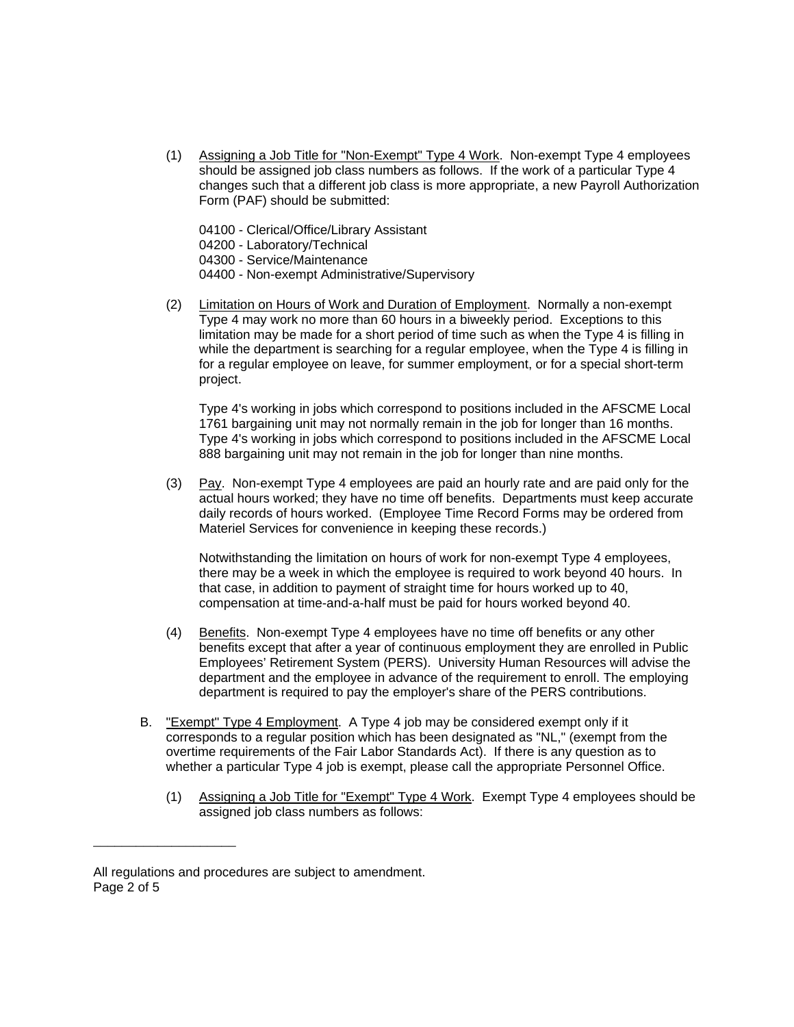(1) <u>Assigning a Job Title for "Non-Exempt" Type 4 Work</u>. Non-exempt Type 4 employees should be assigned job class numbers as follows. If the work of a particular Type 4 changes such that a different job class is more appropriate, a new Payroll Authorization Form (PAF) should be submitted:

04100 - Clerical/Office/Library Assistant
04200 - Laboratory/Technical
04300 - Service/Maintenance
04400 - Non-exempt Administrative/Supervisory

(2) <u>Limitation on Hours of Work and Duration of Employment</u>. Normally a non-exempt Type 4 may work no more than 60 hours in a biweekly period. Exceptions to this limitation may be made for a short period of time such as when the Type 4 is filling in while the department is searching for a regular employee, when the Type 4 is filling in for a regular employee on leave, for summer employment, or for a special short-term project.

Type 4's working in jobs which correspond to positions included in the AFSCME Local 1761 bargaining unit may not normally remain in the job for longer than 16 months. Type 4's working in jobs which correspond to positions included in the AFSCME Local 888 bargaining unit may not remain in the job for longer than nine months.

(3) <u>Pay</u>. Non-exempt Type 4 employees are paid an hourly rate and are paid only for the actual hours worked; they have no time off benefits. Departments must keep accurate daily records of hours worked. (Employee Time Record Forms may be ordered from Materiel Services for convenience in keeping these records.)

Notwithstanding the limitation on hours of work for non-exempt Type 4 employees, there may be a week in which the employee is required to work beyond 40 hours. In that case, in addition to payment of straight time for hours worked up to 40, compensation at time-and-a-half must be paid for hours worked beyond 40.

(4) <u>Benefits</u>. Non-exempt Type 4 employees have no time off benefits or any other benefits except that after a year of continuous employment they are enrolled in Public Employees' Retirement System (PERS). University Human Resources will advise the department and the employee in advance of the requirement to enroll. The employing department is required to pay the employer's share of the PERS contributions.

B. <u>"Exempt" Type 4 Employment</u>. A Type 4 job may be considered exempt only if it corresponds to a regular position which has been designated as "NL," (exempt from the overtime requirements of the Fair Labor Standards Act). If there is any question as to whether a particular Type 4 job is exempt, please call the appropriate Personnel Office.

(1) <u>Assigning a Job Title for "Exempt" Type 4 Work</u>. Exempt Type 4 employees should be assigned job class numbers as follows:

---

All regulations and procedures are subject to amendment.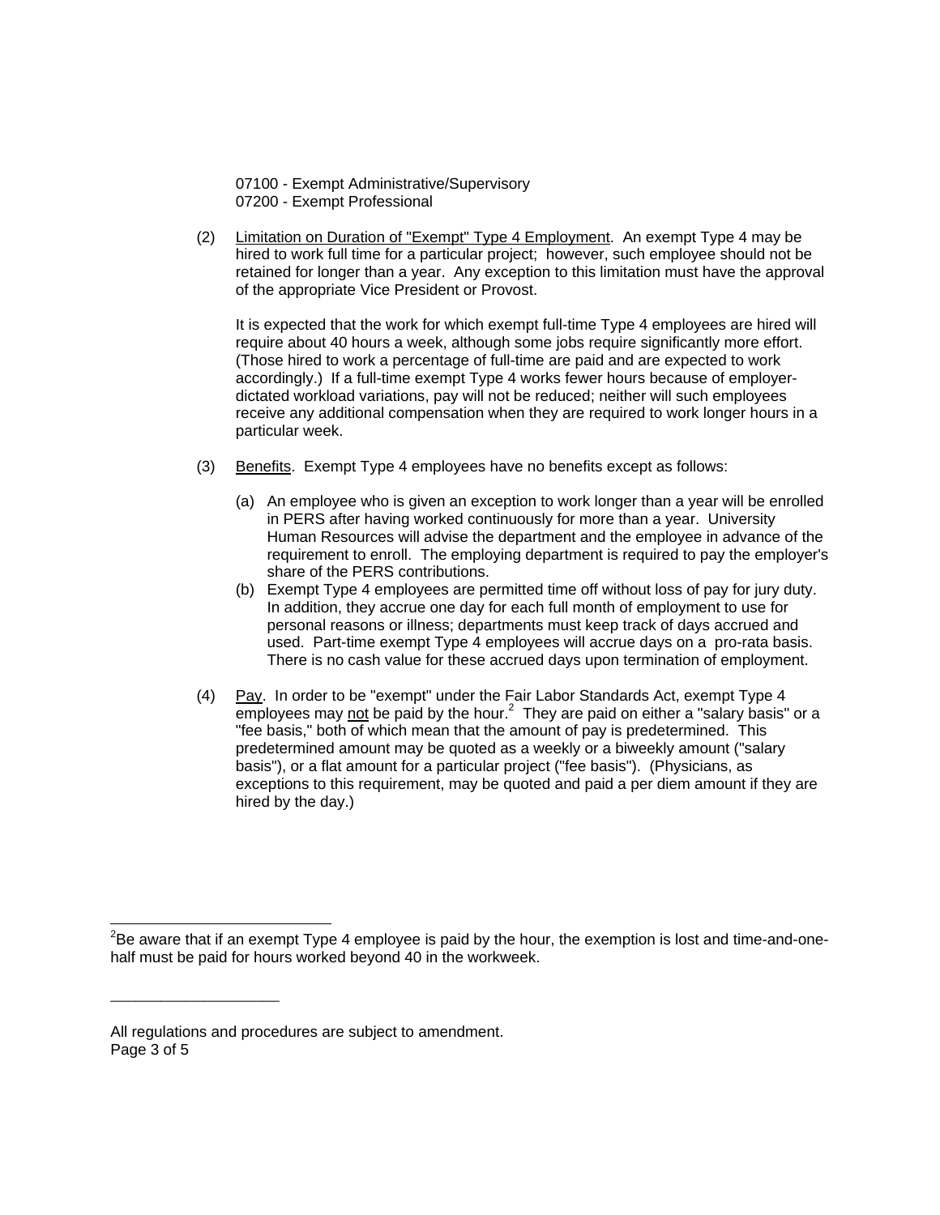07100 - Exempt Administrative/Supervisory
07200 - Exempt Professional

(2) Limitation on Duration of "Exempt" Type 4 Employment. An exempt Type 4 may be hired to work full time for a particular project; however, such employee should not be retained for longer than a year. Any exception to this limitation must have the approval of the appropriate Vice President or Provost.

It is expected that the work for which exempt full-time Type 4 employees are hired will require about 40 hours a week, although some jobs require significantly more effort. (Those hired to work a percentage of full-time are paid and are expected to work accordingly.) If a full-time exempt Type 4 works fewer hours because of employer-dictated workload variations, pay will not be reduced; neither will such employees receive any additional compensation when they are required to work longer hours in a particular week.

(3) Benefits. Exempt Type 4 employees have no benefits except as follows:

(a) An employee who is given an exception to work longer than a year will be enrolled in PERS after having worked continuously for more than a year. University Human Resources will advise the department and the employee in advance of the requirement to enroll. The employing department is required to pay the employer's share of the PERS contributions.

(b) Exempt Type 4 employees are permitted time off without loss of pay for jury duty. In addition, they accrue one day for each full month of employment to use for personal reasons or illness; departments must keep track of days accrued and used. Part-time exempt Type 4 employees will accrue days on a pro-rata basis. There is no cash value for these accrued days upon termination of employment.

(4) Pay. In order to be "exempt" under the Fair Labor Standards Act, exempt Type 4 employees may not be paid by the hour.[2] They are paid on either a "salary basis" or a "fee basis," both of which mean that the amount of pay is predetermined. This predetermined amount may be quoted as a weekly or a biweekly amount ("salary basis"), or a flat amount for a particular project ("fee basis"). (Physicians, as exceptions to this requirement, may be quoted and paid a per diem amount if they are hired by the day.)

---

[2] Be aware that if an exempt Type 4 employee is paid by the hour, the exemption is lost and time-and-one-half must be paid for hours worked beyond 40 in the workweek.

---

All regulations and procedures are subject to amendment.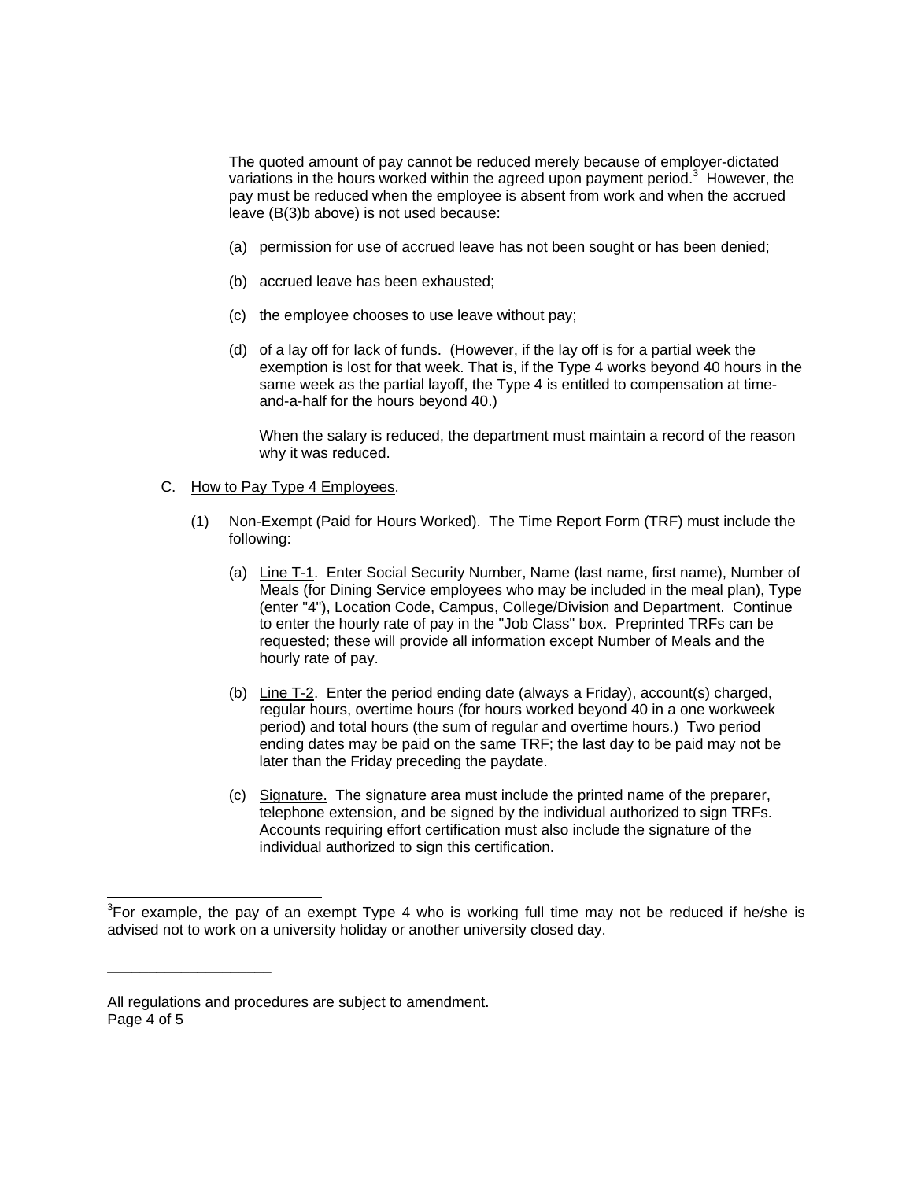The quoted amount of pay cannot be reduced merely because of employer-dictated variations in the hours worked within the agreed upon payment period.[3] However, the pay must be reduced when the employee is absent from work and when the accrued leave (B(3)b above) is not used because:

(a) permission for use of accrued leave has not been sought or has been denied;

(b) accrued leave has been exhausted;

(c) the employee chooses to use leave without pay;

(d) of a lay off for lack of funds. (However, if the lay off is for a partial week the exemption is lost for that week. That is, if the Type 4 works beyond 40 hours in the same week as the partial layoff, the Type 4 is entitled to compensation at time-and-a-half for the hours beyond 40.)

When the salary is reduced, the department must maintain a record of the reason why it was reduced.

C. <u>How to Pay Type 4 Employees</u>.

(1) Non-Exempt (Paid for Hours Worked). The Time Report Form (TRF) must include the following:

(a) <u>Line T-1</u>. Enter Social Security Number, Name (last name, first name), Number of Meals (for Dining Service employees who may be included in the meal plan), Type (enter "4"), Location Code, Campus, College/Division and Department. Continue to enter the hourly rate of pay in the "Job Class" box. Preprinted TRFs can be requested; these will provide all information except Number of Meals and the hourly rate of pay.

(b) <u>Line T-2</u>. Enter the period ending date (always a Friday), account(s) charged, regular hours, overtime hours (for hours worked beyond 40 in a one workweek period) and total hours (the sum of regular and overtime hours.) Two period ending dates may be paid on the same TRF; the last day to be paid may not be later than the Friday preceding the paydate.

(c) <u>Signature.</u> The signature area must include the printed name of the preparer, telephone extension, and be signed by the individual authorized to sign TRFs. Accounts requiring effort certification must also include the signature of the individual authorized to sign this certification.

---

[3] For example, the pay of an exempt Type 4 who is working full time may not be reduced if he/she is advised not to work on a university holiday or another university closed day.

All regulations and procedures are subject to amendment.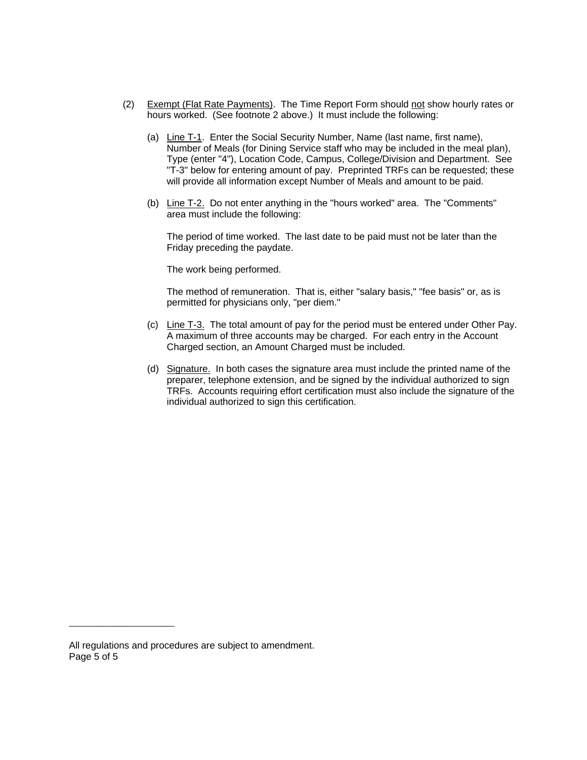(2) Exempt (Flat Rate Payments). The Time Report Form should not show hourly rates or hours worked. (See footnote 2 above.) It must include the following:

(a) Line T-1. Enter the Social Security Number, Name (last name, first name), Number of Meals (for Dining Service staff who may be included in the meal plan), Type (enter "4"), Location Code, Campus, College/Division and Department. See "T-3" below for entering amount of pay. Preprinted TRFs can be requested; these will provide all information except Number of Meals and amount to be paid.

(b) Line T-2. Do not enter anything in the "hours worked" area. The "Comments" area must include the following:

The period of time worked. The last date to be paid must not be later than the Friday preceding the paydate.

The work being performed.

The method of remuneration. That is, either "salary basis," "fee basis" or, as is permitted for physicians only, "per diem."

(c) Line T-3. The total amount of pay for the period must be entered under Other Pay. A maximum of three accounts may be charged. For each entry in the Account Charged section, an Amount Charged must be included.

(d) Signature. In both cases the signature area must include the printed name of the preparer, telephone extension, and be signed by the individual authorized to sign TRFs. Accounts requiring effort certification must also include the signature of the individual authorized to sign this certification.

All regulations and procedures are subject to amendment.